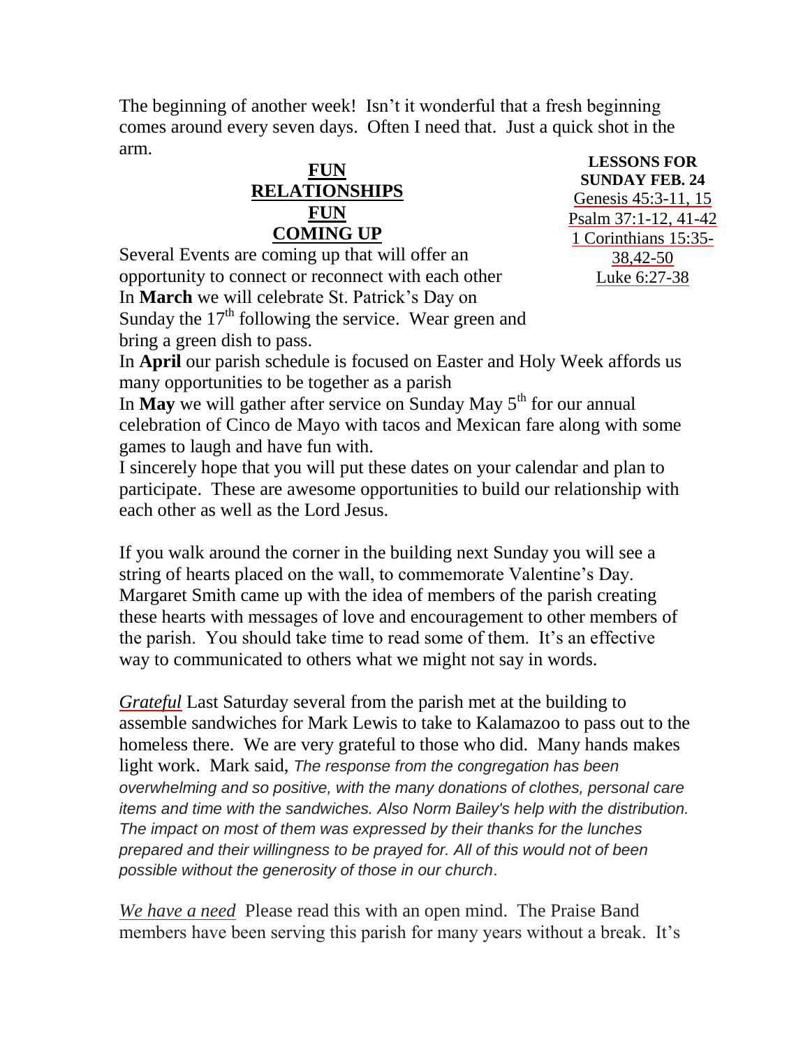The beginning of another week! Isn't it wonderful that a fresh beginning comes around every seven days. Often I need that. Just a quick shot in the arm.

**LESSONS FOR SUNDAY FEB. 24**
Genesis 45:3-11, 15
Psalm 37:1-12, 41-42
1 Corinthians 15:35-38,42-50
Luke 6:27-38

## FUN RELATIONSHIPS FUN COMING UP

Several Events are coming up that will offer an opportunity to connect or reconnect with each other

In **March** we will celebrate St. Patrick's Day on Sunday the 17th following the service. Wear green and bring a green dish to pass.

In **April** our parish schedule is focused on Easter and Holy Week affords us many opportunities to be together as a parish

In **May** we will gather after service on Sunday May 5th for our annual celebration of Cinco de Mayo with tacos and Mexican fare along with some games to laugh and have fun with.

I sincerely hope that you will put these dates on your calendar and plan to participate. These are awesome opportunities to build our relationship with each other as well as the Lord Jesus.

If you walk around the corner in the building next Sunday you will see a string of hearts placed on the wall, to commemorate Valentine's Day. Margaret Smith came up with the idea of members of the parish creating these hearts with messages of love and encouragement to other members of the parish. You should take time to read some of them. It's an effective way to communicated to others what we might not say in words.

*Grateful* Last Saturday several from the parish met at the building to assemble sandwiches for Mark Lewis to take to Kalamazoo to pass out to the homeless there. We are very grateful to those who did. Many hands makes light work. Mark said, *The response from the congregation has been overwhelming and so positive, with the many donations of clothes, personal care items and time with the sandwiches. Also Norm Bailey's help with the distribution. The impact on most of them was expressed by their thanks for the lunches prepared and their willingness to be prayed for. All of this would not of been possible without the generosity of those in our church*.

*We have a need* Please read this with an open mind. The Praise Band members have been serving this parish for many years without a break. It's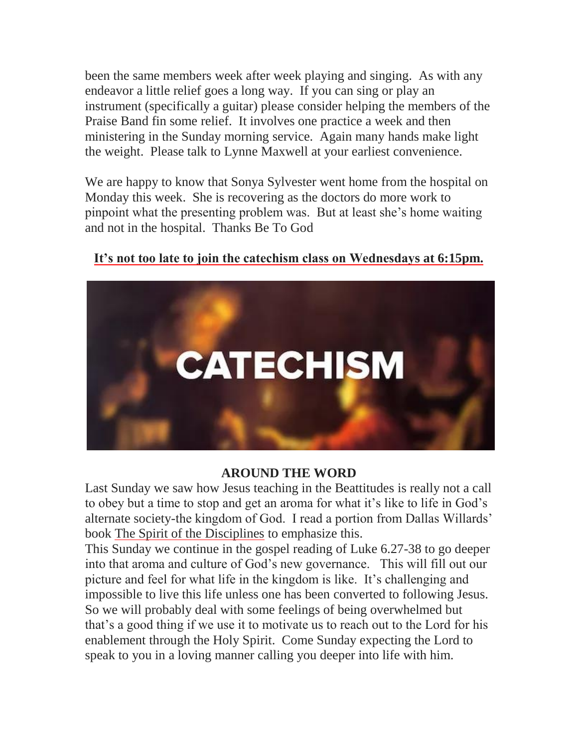been the same members week after week playing and singing. As with any endeavor a little relief goes a long way. If you can sing or play an instrument (specifically a guitar) please consider helping the members of the Praise Band fin some relief. It involves one practice a week and then ministering in the Sunday morning service. Again many hands make light the weight. Please talk to Lynne Maxwell at your earliest convenience.

We are happy to know that Sonya Sylvester went home from the hospital on Monday this week. She is recovering as the doctors do more work to pinpoint what the presenting problem was. But at least she's home waiting and not in the hospital. Thanks Be To God

**It's not too late to join the catechism class on Wednesdays at 6:15pm.**

CATECHISM

**AROUND THE WORD**

Last Sunday we saw how Jesus teaching in the Beattitudes is really not a call to obey but a time to stop and get an aroma for what it's like to life in God's alternate society-the kingdom of God. I read a portion from Dallas Willards' book The Spirit of the Disciplines to emphasize this.

This Sunday we continue in the gospel reading of Luke 6.27-38 to go deeper into that aroma and culture of God's new governance. This will fill out our picture and feel for what life in the kingdom is like. It's challenging and impossible to live this life unless one has been converted to following Jesus. So we will probably deal with some feelings of being overwhelmed but that's a good thing if we use it to motivate us to reach out to the Lord for his enablement through the Holy Spirit. Come Sunday expecting the Lord to speak to you in a loving manner calling you deeper into life with him.